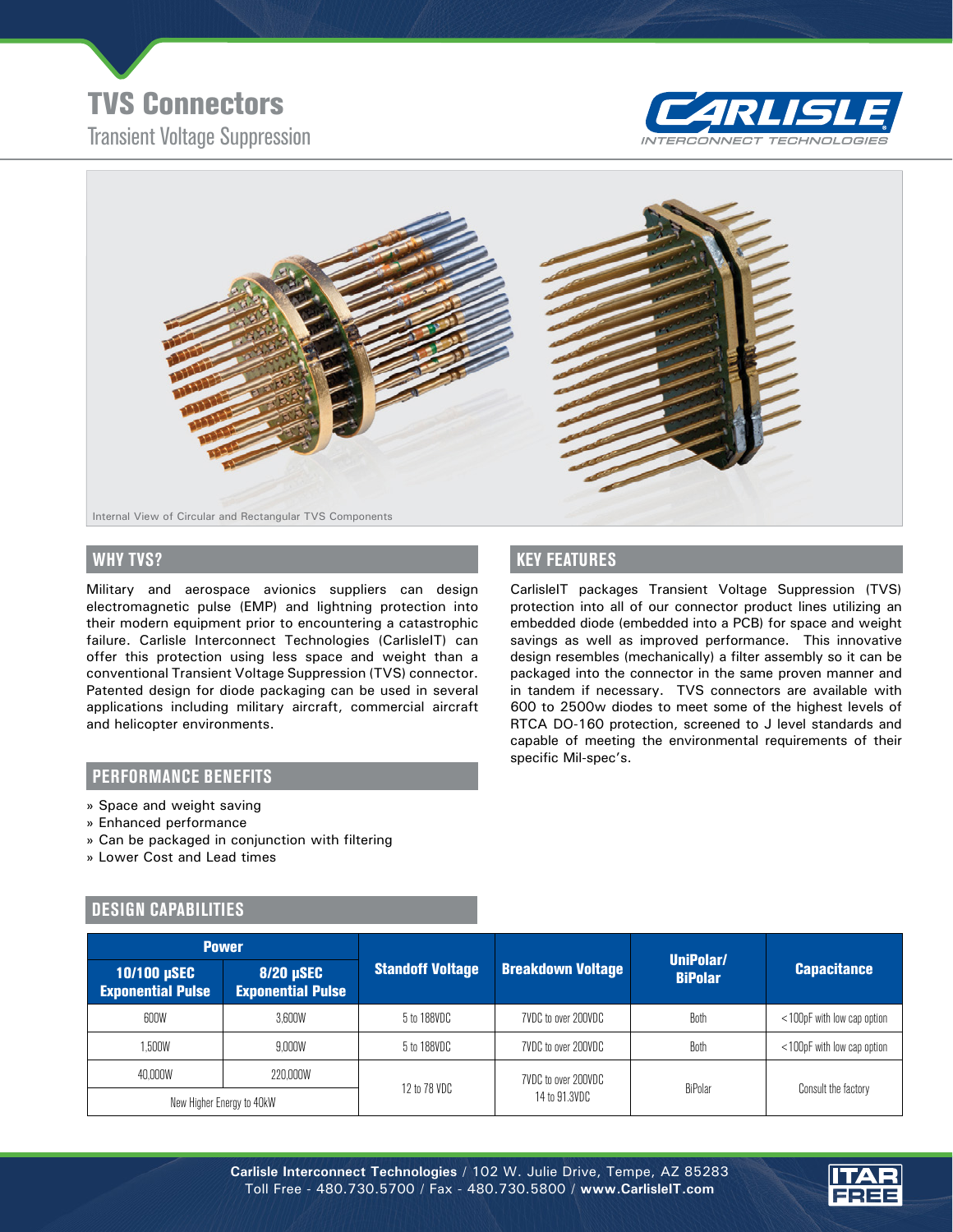# TVS Connectors

Transient Voltage Suppression

CARLISLE INTERCONNECT TECHNOLOGIES

Internal View of Circular and Rectangular TVS Components

## WHY TVS?

Military and aerospace avionics suppliers can design electromagnetic pulse (EMP) and lightning protection into their modern equipment prior to encountering a catastrophic failure. Carlisle Interconnect Technologies (CarlisleIT) can offer this protection using less space and weight than a conventional Transient Voltage Suppression (TVS) connector. Patented design for diode packaging can be used in several applications including military aircraft, commercial aircraft and helicopter environments.

## PERFORMANCE BENEFITS

» Space and weight saving
» Enhanced performance
» Can be packaged in conjunction with filtering
» Lower Cost and Lead times

## KEY FEATURES

CarlisleIT packages Transient Voltage Suppression (TVS) protection into all of our connector product lines utilizing an embedded diode (embedded into a PCB) for space and weight savings as well as improved performance. This innovative design resembles (mechanically) a filter assembly so it can be packaged into the connector in the same proven manner and in tandem if necessary. TVS connectors are available with 600 to 2500w diodes to meet some of the highest levels of RTCA DO-160 protection, screened to J level standards and capable of meeting the environmental requirements of their specific Mil-spec's.

## DESIGN CAPABILITIES

| Power | | Standoff Voltage | Breakdown Voltage | UniPolar/ BiPolar | Capacitance |
|---|---|---|---|---|---|
| 10/100 µSEC Exponential Pulse | 8/20 µSEC Exponential Pulse | | | | |
| 600W | 3,600W | 5 to 188VDC | 7VDC to over 200VDC | Both | <100pF with low cap option |
| 1,500W | 9,000W | 5 to 188VDC | 7VDC to over 200VDC | Both | <100pF with low cap option |
| 40,000W | 220,000W | 12 to 78 VDC | 7VDC to over 200VDC 14 to 91.3VDC | BiPolar | Consult the factory |
| New Higher Energy to 40kW | | | | | |

**Carlisle Interconnect Technologies** / 102 W. Julie Drive, Tempe, AZ 85283
Toll Free - 480.730.5700 / Fax - 480.730.5800 / **www.CarlisleIT.com**

ITAR FREE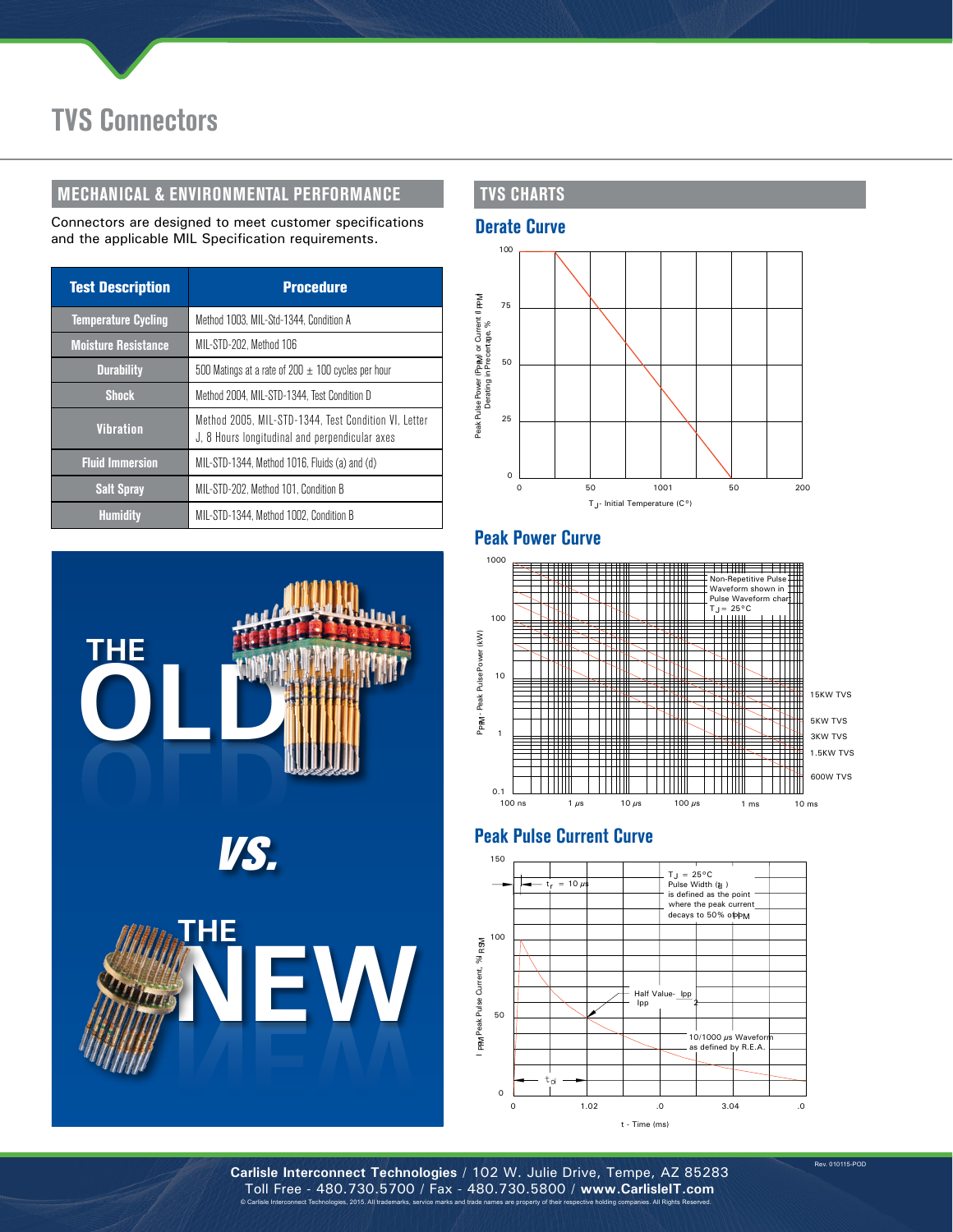# TVS Connectors

## MECHANICAL & ENVIRONMENTAL PERFORMANCE

Connectors are designed to meet customer specifications and the applicable MIL Specification requirements.

| Test Description | Procedure |
|---|---|
| Temperature Cycling | Method 1003, MIL-Std-1344, Condition A |
| Moisture Resistance | MIL-STD-202, Method 106 |
| Durability | 500 Matings at a rate of 200 ± 100 cycles per hour |
| Shock | Method 2004, MIL-STD-1344, Test Condition D |
| Vibration | Method 2005, MIL-STD-1344, Test Condition VI, Letter J, 8 Hours longitudinal and perpendicular axes |
| Fluid Immersion | MIL-STD-1344, Method 1016, Fluids (a) and (d) |
| Salt Spray | MIL-STD-202, Method 101, Condition B |
| Humidity | MIL-STD-1344, Method 1002, Condition B |

THE OLD

VS.

THE NEW

## TVS CHARTS

### Derate Curve

Peak Pulse Power (PPPM) or Current (IPPM) Derating in Percentage, %

100
75
50
25
0

0 50 1001 50 200

$T_J$ - Initial Temperature (C°)

### Peak Power Curve

PPPM - Peak Pulse Power (kW)

1000
100
10
1
0.1

100 ns 1 μs 10 μs 100 μs 1 ms 10 ms

Non-Repetitive Pulse Waveform shown in Pulse Waveform chart
$T_J$ = 25°C

15KW TVS
5KW TVS
3KW TVS
1.5KW TVS
600W TVS

### Peak Pulse Current Curve

IPPM Peak Pulse Current, % IRSM

150
100
50
0

0 1.02 .0 3.04 .0

t - Time (ms)

$t_r$ = 10 μs

$T_J$ = 25°C
Pulse Width ($t_d$)
is defined as the point where the peak current decays to 50% of IPPM

Half Value- Ipp / 2

10/1000 μs Waveform as defined by R.E.A.

$t_d$

**Carlisle Interconnect Technologies** / 102 W. Julie Drive, Tempe, AZ 85283
Toll Free - 480.730.5700 / Fax - 480.730.5800 / **www.CarlisleIT.com**
© Carlisle Interconnect Technologies, 2015. All trademarks, service marks and trade names are property of their respective holding companies. All Rights Reserved.

Rev. 010115-POD